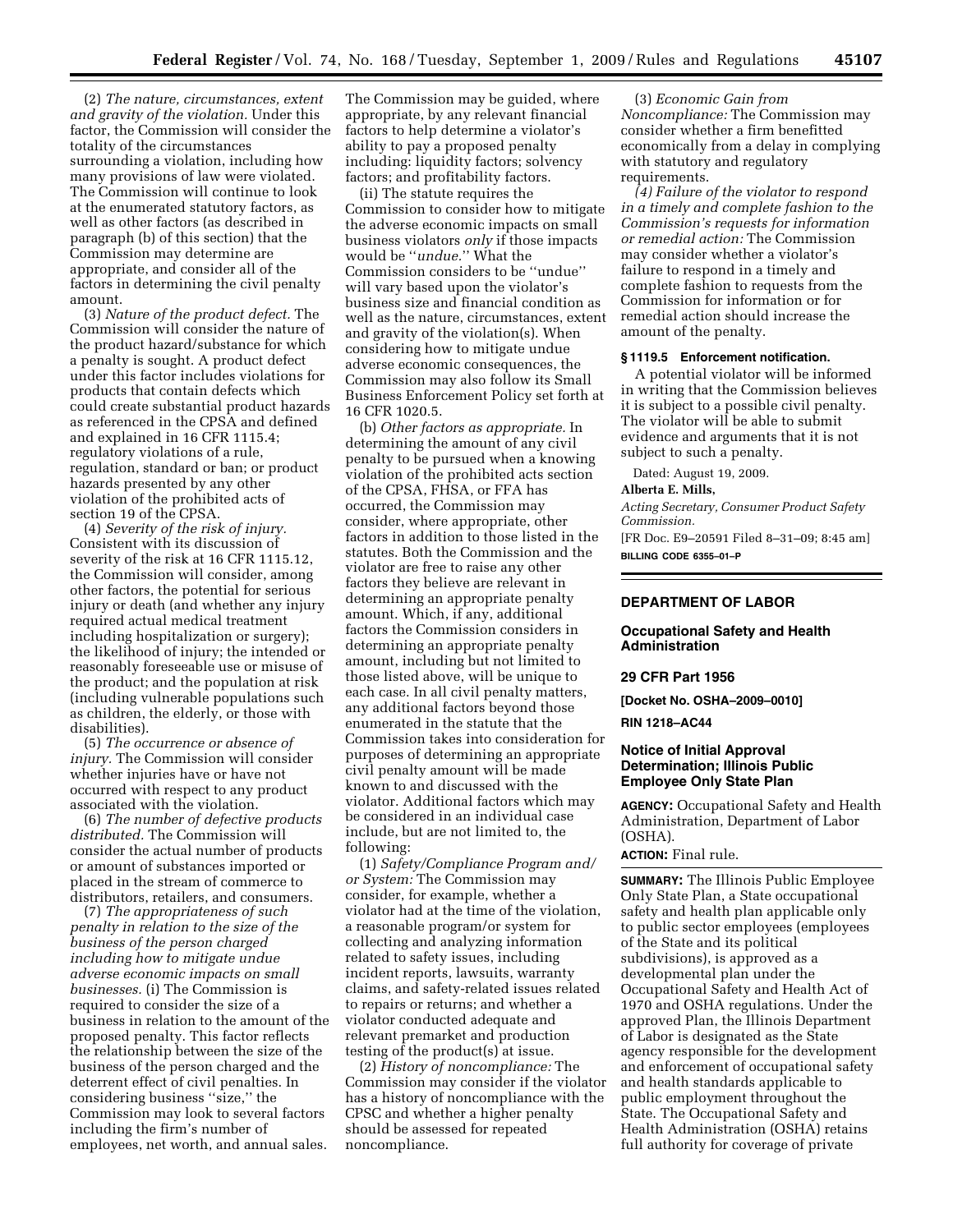(2) *The nature, circumstances, extent and gravity of the violation.* Under this factor, the Commission will consider the totality of the circumstances surrounding a violation, including how many provisions of law were violated. The Commission will continue to look at the enumerated statutory factors, as well as other factors (as described in paragraph (b) of this section) that the Commission may determine are appropriate, and consider all of the factors in determining the civil penalty amount.

(3) *Nature of the product defect.* The Commission will consider the nature of the product hazard/substance for which a penalty is sought. A product defect under this factor includes violations for products that contain defects which could create substantial product hazards as referenced in the CPSA and defined and explained in 16 CFR 1115.4; regulatory violations of a rule, regulation, standard or ban; or product hazards presented by any other violation of the prohibited acts of section 19 of the CPSA.

(4) *Severity of the risk of injury.* Consistent with its discussion of severity of the risk at 16 CFR 1115.12, the Commission will consider, among other factors, the potential for serious injury or death (and whether any injury required actual medical treatment including hospitalization or surgery); the likelihood of injury; the intended or reasonably foreseeable use or misuse of the product; and the population at risk (including vulnerable populations such as children, the elderly, or those with disabilities).

(5) *The occurrence or absence of injury.* The Commission will consider whether injuries have or have not occurred with respect to any product associated with the violation.

(6) *The number of defective products distributed.* The Commission will consider the actual number of products or amount of substances imported or placed in the stream of commerce to distributors, retailers, and consumers.

(7) *The appropriateness of such penalty in relation to the size of the business of the person charged including how to mitigate undue adverse economic impacts on small businesses.* (i) The Commission is required to consider the size of a business in relation to the amount of the proposed penalty. This factor reflects the relationship between the size of the business of the person charged and the deterrent effect of civil penalties. In considering business "size," the Commission may look to several factors including the firm's number of employees, net worth, and annual sales. The Commission may be guided, where appropriate, by any relevant financial factors to help determine a violator's ability to pay a proposed penalty including: liquidity factors; solvency factors; and profitability factors.

(ii) The statute requires the Commission to consider how to mitigate the adverse economic impacts on small business violators *only* if those impacts would be "*undue.*" What the Commission considers to be "undue" will vary based upon the violator's business size and financial condition as well as the nature, circumstances, extent and gravity of the violation(s). When considering how to mitigate undue adverse economic consequences, the Commission may also follow its Small Business Enforcement Policy set forth at 16 CFR 1020.5.

(b) *Other factors as appropriate.* In determining the amount of any civil penalty to be pursued when a knowing violation of the prohibited acts section of the CPSA, FHSA, or FFA has occurred, the Commission may consider, where appropriate, other factors in addition to those listed in the statutes. Both the Commission and the violator are free to raise any other factors they believe are relevant in determining an appropriate penalty amount. Which, if any, additional factors the Commission considers in determining an appropriate penalty amount, including but not limited to those listed above, will be unique to each case. In all civil penalty matters, any additional factors beyond those enumerated in the statute that the Commission takes into consideration for purposes of determining an appropriate civil penalty amount will be made known to and discussed with the violator. Additional factors which may be considered in an individual case include, but are not limited to, the following:

(1) *Safety/Compliance Program and/or System:* The Commission may consider, for example, whether a violator had at the time of the violation, a reasonable program/or system for collecting and analyzing information related to safety issues, including incident reports, lawsuits, warranty claims, and safety-related issues related to repairs or returns; and whether a violator conducted adequate and relevant premarket and production testing of the product(s) at issue.

(2) *History of noncompliance:* The Commission may consider if the violator has a history of noncompliance with the CPSC and whether a higher penalty should be assessed for repeated noncompliance.

(3) *Economic Gain from Noncompliance:* The Commission may consider whether a firm benefitted economically from a delay in complying with statutory and regulatory requirements.

*(4) Failure of the violator to respond in a timely and complete fashion to the Commission's requests for information or remedial action:* The Commission may consider whether a violator's failure to respond in a timely and complete fashion to requests from the Commission for information or for remedial action should increase the amount of the penalty.

**§ 1119.5 Enforcement notification.**

A potential violator will be informed in writing that the Commission believes it is subject to a possible civil penalty. The violator will be able to submit evidence and arguments that it is not subject to such a penalty.

Dated: August 19, 2009.

**Alberta E. Mills,**

*Acting Secretary, Consumer Product Safety Commission.*

[FR Doc. E9–20591 Filed 8–31–09; 8:45 am]

**BILLING CODE 6355–01–P**

## DEPARTMENT OF LABOR

### Occupational Safety and Health Administration

### 29 CFR Part 1956

**[Docket No. OSHA–2009–0010]**

**RIN 1218–AC44**

### Notice of Initial Approval Determination; Illinois Public Employee Only State Plan

**AGENCY:** Occupational Safety and Health Administration, Department of Labor (OSHA).

**ACTION:** Final rule.

**SUMMARY:** The Illinois Public Employee Only State Plan, a State occupational safety and health plan applicable only to public sector employees (employees of the State and its political subdivisions), is approved as a developmental plan under the Occupational Safety and Health Act of 1970 and OSHA regulations. Under the approved Plan, the Illinois Department of Labor is designated as the State agency responsible for the development and enforcement of occupational safety and health standards applicable to public employment throughout the State. The Occupational Safety and Health Administration (OSHA) retains full authority for coverage of private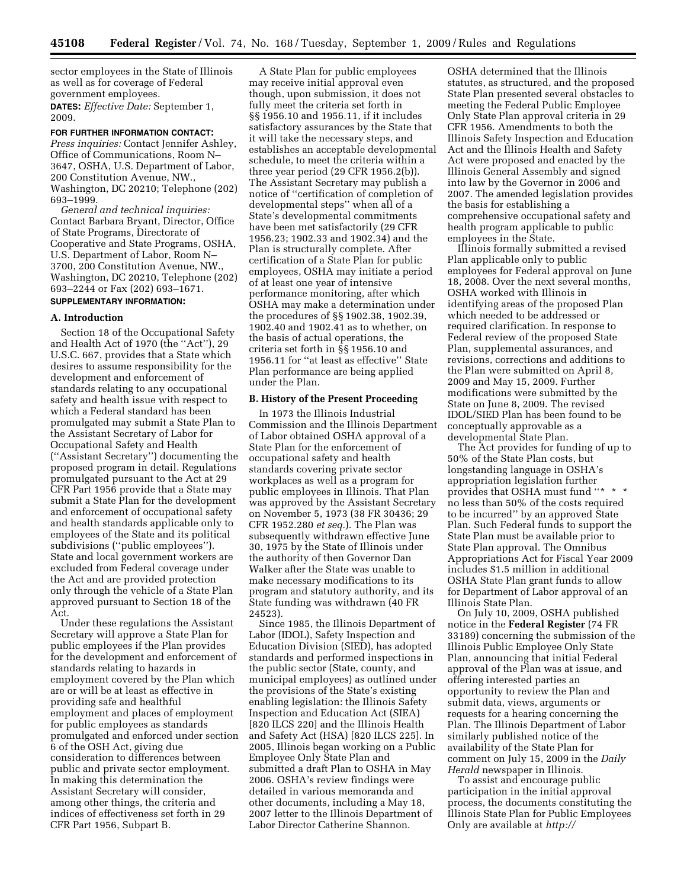sector employees in the State of Illinois as well as for coverage of Federal government employees.

**DATES:** *Effective Date:* September 1, 2009.

**FOR FURTHER INFORMATION CONTACT:**

*Press inquiries:* Contact Jennifer Ashley, Office of Communications, Room N–3647, OSHA, U.S. Department of Labor, 200 Constitution Avenue, NW., Washington, DC 20210; Telephone (202) 693–1999.

*General and technical inquiries:* Contact Barbara Bryant, Director, Office of State Programs, Directorate of Cooperative and State Programs, OSHA, U.S. Department of Labor, Room N–3700, 200 Constitution Avenue, NW., Washington, DC 20210, Telephone (202) 693–2244 or Fax (202) 693–1671.

**SUPPLEMENTARY INFORMATION:**

## A. Introduction

Section 18 of the Occupational Safety and Health Act of 1970 (the ''Act''), 29 U.S.C. 667, provides that a State which desires to assume responsibility for the development and enforcement of standards relating to any occupational safety and health issue with respect to which a Federal standard has been promulgated may submit a State Plan to the Assistant Secretary of Labor for Occupational Safety and Health (''Assistant Secretary'') documenting the proposed program in detail. Regulations promulgated pursuant to the Act at 29 CFR Part 1956 provide that a State may submit a State Plan for the development and enforcement of occupational safety and health standards applicable only to employees of the State and its political subdivisions (''public employees''). State and local government workers are excluded from Federal coverage under the Act and are provided protection only through the vehicle of a State Plan approved pursuant to Section 18 of the Act.

Under these regulations the Assistant Secretary will approve a State Plan for public employees if the Plan provides for the development and enforcement of standards relating to hazards in employment covered by the Plan which are or will be at least as effective in providing safe and healthful employment and places of employment for public employees as standards promulgated and enforced under section 6 of the OSH Act, giving due consideration to differences between public and private sector employment. In making this determination the Assistant Secretary will consider, among other things, the criteria and indices of effectiveness set forth in 29 CFR Part 1956, Subpart B.

A State Plan for public employees may receive initial approval even though, upon submission, it does not fully meet the criteria set forth in §§ 1956.10 and 1956.11, if it includes satisfactory assurances by the State that it will take the necessary steps, and establishes an acceptable developmental schedule, to meet the criteria within a three year period (29 CFR 1956.2(b)). The Assistant Secretary may publish a notice of ''certification of completion of developmental steps'' when all of a State's developmental commitments have been met satisfactorily (29 CFR 1956.23; 1902.33 and 1902.34) and the Plan is structurally complete. After certification of a State Plan for public employees, OSHA may initiate a period of at least one year of intensive performance monitoring, after which OSHA may make a determination under the procedures of §§ 1902.38, 1902.39, 1902.40 and 1902.41 as to whether, on the basis of actual operations, the criteria set forth in §§ 1956.10 and 1956.11 for ''at least as effective'' State Plan performance are being applied under the Plan.

## B. History of the Present Proceeding

In 1973 the Illinois Industrial Commission and the Illinois Department of Labor obtained OSHA approval of a State Plan for the enforcement of occupational safety and health standards covering private sector workplaces as well as a program for public employees in Illinois. That Plan was approved by the Assistant Secretary on November 5, 1973 (38 FR 30436; 29 CFR 1952.280 *et seq.*). The Plan was subsequently withdrawn effective June 30, 1975 by the State of Illinois under the authority of then Governor Dan Walker after the State was unable to make necessary modifications to its program and statutory authority, and its State funding was withdrawn (40 FR 24523).

Since 1985, the Illinois Department of Labor (IDOL), Safety Inspection and Education Division (SIED), has adopted standards and performed inspections in the public sector (State, county, and municipal employees) as outlined under the provisions of the State's existing enabling legislation: the Illinois Safety Inspection and Education Act (SIEA) [820 ILCS 220] and the Illinois Health and Safety Act (HSA) [820 ILCS 225]. In 2005, Illinois began working on a Public Employee Only State Plan and submitted a draft Plan to OSHA in May 2006. OSHA's review findings were detailed in various memoranda and other documents, including a May 18, 2007 letter to the Illinois Department of Labor Director Catherine Shannon. OSHA determined that the Illinois statutes, as structured, and the proposed State Plan presented several obstacles to meeting the Federal Public Employee Only State Plan approval criteria in 29 CFR 1956. Amendments to both the Illinois Safety Inspection and Education Act and the Illinois Health and Safety Act were proposed and enacted by the Illinois General Assembly and signed into law by the Governor in 2006 and 2007. The amended legislation provides the basis for establishing a comprehensive occupational safety and health program applicable to public employees in the State.

Illinois formally submitted a revised Plan applicable only to public employees for Federal approval on June 18, 2008. Over the next several months, OSHA worked with Illinois in identifying areas of the proposed Plan which needed to be addressed or required clarification. In response to Federal review of the proposed State Plan, supplemental assurances, and revisions, corrections and additions to the Plan were submitted on April 8, 2009 and May 15, 2009. Further modifications were submitted by the State on June 8, 2009. The revised IDOL/SIED Plan has been found to be conceptually approvable as a developmental State Plan.

The Act provides for funding of up to 50% of the State Plan costs, but longstanding language in OSHA's appropriation legislation further provides that OSHA must fund ''* * * no less than 50% of the costs required to be incurred'' by an approved State Plan. Such Federal funds to support the State Plan must be available prior to State Plan approval. The Omnibus Appropriations Act for Fiscal Year 2009 includes $1.5 million in additional OSHA State Plan grant funds to allow for Department of Labor approval of an Illinois State Plan.

On July 10, 2009, OSHA published notice in the **Federal Register** (74 FR 33189) concerning the submission of the Illinois Public Employee Only State Plan, announcing that initial Federal approval of the Plan was at issue, and offering interested parties an opportunity to review the Plan and submit data, views, arguments or requests for a hearing concerning the Plan. The Illinois Department of Labor similarly published notice of the availability of the State Plan for comment on July 15, 2009 in the *Daily Herald* newspaper in Illinois.

To assist and encourage public participation in the initial approval process, the documents constituting the Illinois State Plan for Public Employees Only are available at *http://*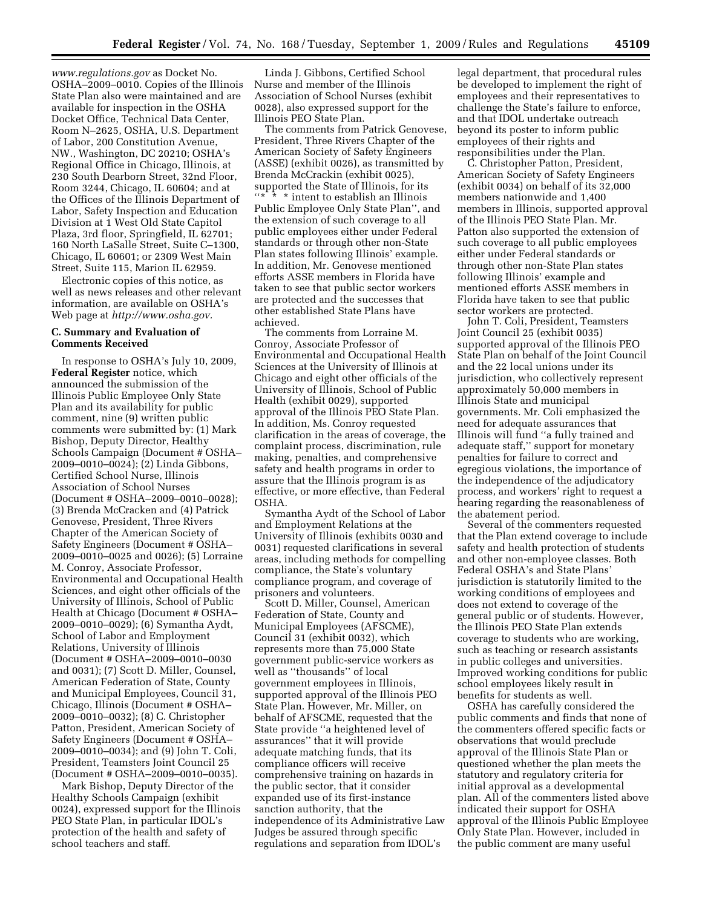*www.regulations.gov* as Docket No. OSHA–2009–0010. Copies of the Illinois State Plan also were maintained and are available for inspection in the OSHA Docket Office, Technical Data Center, Room N–2625, OSHA, U.S. Department of Labor, 200 Constitution Avenue, NW., Washington, DC 20210; OSHA's Regional Office in Chicago, Illinois, at 230 South Dearborn Street, 32nd Floor, Room 3244, Chicago, IL 60604; and at the Offices of the Illinois Department of Labor, Safety Inspection and Education Division at 1 West Old State Capitol Plaza, 3rd floor, Springfield, IL 62701; 160 North LaSalle Street, Suite C–1300, Chicago, IL 60601; or 2309 West Main Street, Suite 115, Marion IL 62959.

Electronic copies of this notice, as well as news releases and other relevant information, are available on OSHA's Web page at *http://www.osha.gov.*

### C. Summary and Evaluation of Comments Received

In response to OSHA's July 10, 2009, **Federal Register** notice, which announced the submission of the Illinois Public Employee Only State Plan and its availability for public comment, nine (9) written public comments were submitted by: (1) Mark Bishop, Deputy Director, Healthy Schools Campaign (Document # OSHA–2009–0010–0024); (2) Linda Gibbons, Certified School Nurse, Illinois Association of School Nurses (Document # OSHA–2009–0010–0028); (3) Brenda McCracken and (4) Patrick Genovese, President, Three Rivers Chapter of the American Society of Safety Engineers (Document # OSHA–2009–0010–0025 and 0026); (5) Lorraine M. Conroy, Associate Professor, Environmental and Occupational Health Sciences, and eight other officials of the University of Illinois, School of Public Health at Chicago (Document # OSHA–2009–0010–0029); (6) Symantha Aydt, School of Labor and Employment Relations, University of Illinois (Document # OSHA–2009–0010–0030 and 0031); (7) Scott D. Miller, Counsel, American Federation of State, County and Municipal Employees, Council 31, Chicago, Illinois (Document # OSHA–2009–0010–0032); (8) C. Christopher Patton, President, American Society of Safety Engineers (Document # OSHA–2009–0010–0034); and (9) John T. Coli, President, Teamsters Joint Council 25 (Document # OSHA–2009–0010–0035).

Mark Bishop, Deputy Director of the Healthy Schools Campaign (exhibit 0024), expressed support for the Illinois PEO State Plan, in particular IDOL's protection of the health and safety of school teachers and staff.

Linda J. Gibbons, Certified School Nurse and member of the Illinois Association of School Nurses (exhibit 0028), also expressed support for the Illinois PEO State Plan.

The comments from Patrick Genovese, President, Three Rivers Chapter of the American Society of Safety Engineers (ASSE) (exhibit 0026), as transmitted by Brenda McCrackin (exhibit 0025), supported the State of Illinois, for its "* * * intent to establish an Illinois Public Employee Only State Plan", and the extension of such coverage to all public employees either under Federal standards or through other non-State Plan states following Illinois' example. In addition, Mr. Genovese mentioned efforts ASSE members in Florida have taken to see that public sector workers are protected and the successes that other established State Plans have achieved.

The comments from Lorraine M. Conroy, Associate Professor of Environmental and Occupational Health Sciences at the University of Illinois at Chicago and eight other officials of the University of Illinois, School of Public Health (exhibit 0029), supported approval of the Illinois PEO State Plan. In addition, Ms. Conroy requested clarification in the areas of coverage, the complaint process, discrimination, rule making, penalties, and comprehensive safety and health programs in order to assure that the Illinois program is as effective, or more effective, than Federal OSHA.

Symantha Aydt of the School of Labor and Employment Relations at the University of Illinois (exhibits 0030 and 0031) requested clarifications in several areas, including methods for compelling compliance, the State's voluntary compliance program, and coverage of prisoners and volunteers.

Scott D. Miller, Counsel, American Federation of State, County and Municipal Employees (AFSCME), Council 31 (exhibit 0032), which represents more than 75,000 State government public-service workers as well as "thousands" of local government employees in Illinois, supported approval of the Illinois PEO State Plan. However, Mr. Miller, on behalf of AFSCME, requested that the State provide "a heightened level of assurances" that it will provide adequate matching funds, that its compliance officers will receive comprehensive training on hazards in the public sector, that it consider expanded use of its first-instance sanction authority, that the independence of its Administrative Law Judges be assured through specific regulations and separation from IDOL's legal department, that procedural rules be developed to implement the right of employees and their representatives to challenge the State's failure to enforce, and that IDOL undertake outreach beyond its poster to inform public employees of their rights and responsibilities under the Plan.

C. Christopher Patton, President, American Society of Safety Engineers (exhibit 0034) on behalf of its 32,000 members nationwide and 1,400 members in Illinois, supported approval of the Illinois PEO State Plan. Mr. Patton also supported the extension of such coverage to all public employees either under Federal standards or through other non-State Plan states following Illinois' example and mentioned efforts ASSE members in Florida have taken to see that public sector workers are protected.

John T. Coli, President, Teamsters Joint Council 25 (exhibit 0035) supported approval of the Illinois PEO State Plan on behalf of the Joint Council and the 22 local unions under its jurisdiction, who collectively represent approximately 50,000 members in Illinois State and municipal governments. Mr. Coli emphasized the need for adequate assurances that Illinois will fund "a fully trained and adequate staff," support for monetary penalties for failure to correct and egregious violations, the importance of the independence of the adjudicatory process, and workers' right to request a hearing regarding the reasonableness of the abatement period.

Several of the commenters requested that the Plan extend coverage to include safety and health protection of students and other non-employee classes. Both Federal OSHA's and State Plans' jurisdiction is statutorily limited to the working conditions of employees and does not extend to coverage of the general public or of students. However, the Illinois PEO State Plan extends coverage to students who are working, such as teaching or research assistants in public colleges and universities. Improved working conditions for public school employees likely result in benefits for students as well.

OSHA has carefully considered the public comments and finds that none of the commenters offered specific facts or observations that would preclude approval of the Illinois State Plan or questioned whether the plan meets the statutory and regulatory criteria for initial approval as a developmental plan. All of the commenters listed above indicated their support for OSHA approval of the Illinois Public Employee Only State Plan. However, included in the public comment are many useful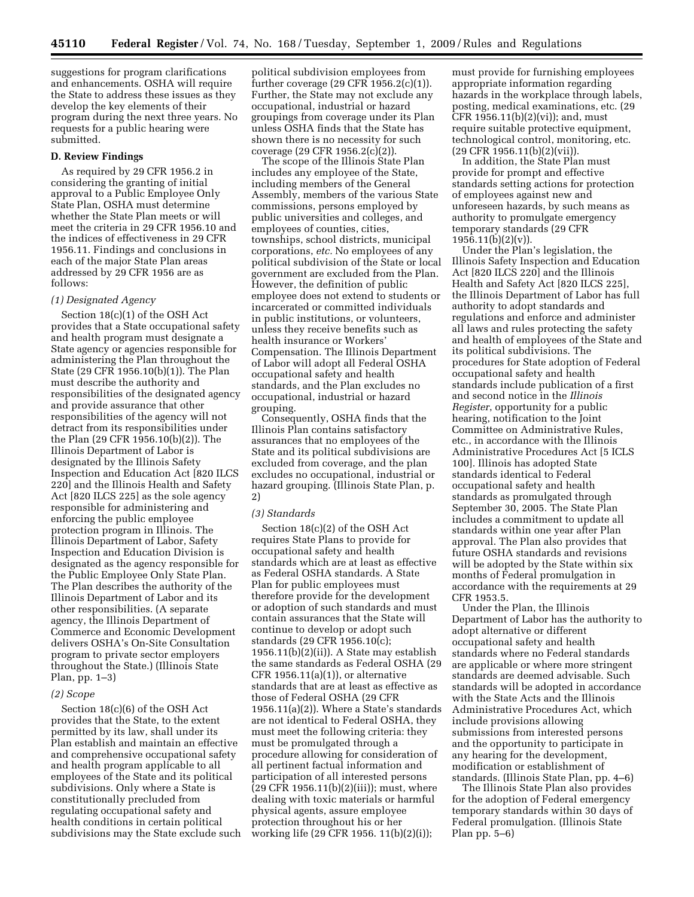suggestions for program clarifications and enhancements. OSHA will require the State to address these issues as they develop the key elements of their program during the next three years. No requests for a public hearing were submitted.

**D. Review Findings**

As required by 29 CFR 1956.2 in considering the granting of initial approval to a Public Employee Only State Plan, OSHA must determine whether the State Plan meets or will meet the criteria in 29 CFR 1956.10 and the indices of effectiveness in 29 CFR 1956.11. Findings and conclusions in each of the major State Plan areas addressed by 29 CFR 1956 are as follows:

*(1) Designated Agency*

Section 18(c)(1) of the OSH Act provides that a State occupational safety and health program must designate a State agency or agencies responsible for administering the Plan throughout the State (29 CFR 1956.10(b)(1)). The Plan must describe the authority and responsibilities of the designated agency and provide assurance that other responsibilities of the agency will not detract from its responsibilities under the Plan (29 CFR 1956.10(b)(2)). The Illinois Department of Labor is designated by the Illinois Safety Inspection and Education Act [820 ILCS 220] and the Illinois Health and Safety Act [820 ILCS 225] as the sole agency responsible for administering and enforcing the public employee protection program in Illinois. The Illinois Department of Labor, Safety Inspection and Education Division is designated as the agency responsible for the Public Employee Only State Plan. The Plan describes the authority of the Illinois Department of Labor and its other responsibilities. (A separate agency, the Illinois Department of Commerce and Economic Development delivers OSHA's On-Site Consultation program to private sector employers throughout the State.) (Illinois State Plan, pp. 1–3)

*(2) Scope*

Section 18(c)(6) of the OSH Act provides that the State, to the extent permitted by its law, shall under its Plan establish and maintain an effective and comprehensive occupational safety and health program applicable to all employees of the State and its political subdivisions. Only where a State is constitutionally precluded from regulating occupational safety and health conditions in certain political subdivisions may the State exclude such political subdivision employees from further coverage (29 CFR 1956.2(c)(1)). Further, the State may not exclude any occupational, industrial or hazard groupings from coverage under its Plan unless OSHA finds that the State has shown there is no necessity for such coverage (29 CFR 1956.2(c)(2)).

The scope of the Illinois State Plan includes any employee of the State, including members of the General Assembly, members of the various State commissions, persons employed by public universities and colleges, and employees of counties, cities, townships, school districts, municipal corporations, *etc.* No employees of any political subdivision of the State or local government are excluded from the Plan. However, the definition of public employee does not extend to students or incarcerated or committed individuals in public institutions, or volunteers, unless they receive benefits such as health insurance or Workers' Compensation. The Illinois Department of Labor will adopt all Federal OSHA occupational safety and health standards, and the Plan excludes no occupational, industrial or hazard grouping.

Consequently, OSHA finds that the Illinois Plan contains satisfactory assurances that no employees of the State and its political subdivisions are excluded from coverage, and the plan excludes no occupational, industrial or hazard grouping. (Illinois State Plan, p. 2)

*(3) Standards*

Section 18(c)(2) of the OSH Act requires State Plans to provide for occupational safety and health standards which are at least as effective as Federal OSHA standards. A State Plan for public employees must therefore provide for the development or adoption of such standards and must contain assurances that the State will continue to develop or adopt such standards (29 CFR 1956.10(c); 1956.11(b)(2)(ii)). A State may establish the same standards as Federal OSHA (29 CFR 1956.11(a)(1)), or alternative standards that are at least as effective as those of Federal OSHA (29 CFR 1956.11(a)(2)). Where a State's standards are not identical to Federal OSHA, they must meet the following criteria: they must be promulgated through a procedure allowing for consideration of all pertinent factual information and participation of all interested persons (29 CFR 1956.11(b)(2)(iii)); must, where dealing with toxic materials or harmful physical agents, assure employee protection throughout his or her working life (29 CFR 1956. 11(b)(2)(i)); must provide for furnishing employees appropriate information regarding hazards in the workplace through labels, posting, medical examinations, etc. (29 CFR 1956.11(b)(2)(vi)); and, must require suitable protective equipment, technological control, monitoring, etc. (29 CFR 1956.11(b)(2)(vii)).

In addition, the State Plan must provide for prompt and effective standards setting actions for protection of employees against new and unforeseen hazards, by such means as authority to promulgate emergency temporary standards (29 CFR 1956.11(b)(2)(v)).

Under the Plan's legislation, the Illinois Safety Inspection and Education Act [820 ILCS 220] and the Illinois Health and Safety Act [820 ILCS 225], the Illinois Department of Labor has full authority to adopt standards and regulations and enforce and administer all laws and rules protecting the safety and health of employees of the State and its political subdivisions. The procedures for State adoption of Federal occupational safety and health standards include publication of a first and second notice in the *Illinois Register*, opportunity for a public hearing, notification to the Joint Committee on Administrative Rules, etc., in accordance with the Illinois Administrative Procedures Act [5 ICLS 100]. Illinois has adopted State standards identical to Federal occupational safety and health standards as promulgated through September 30, 2005. The State Plan includes a commitment to update all standards within one year after Plan approval. The Plan also provides that future OSHA standards and revisions will be adopted by the State within six months of Federal promulgation in accordance with the requirements at 29 CFR 1953.5.

Under the Plan, the Illinois Department of Labor has the authority to adopt alternative or different occupational safety and health standards where no Federal standards are applicable or where more stringent standards are deemed advisable. Such standards will be adopted in accordance with the State Acts and the Illinois Administrative Procedures Act, which include provisions allowing submissions from interested persons and the opportunity to participate in any hearing for the development, modification or establishment of standards. (Illinois State Plan, pp. 4–6)

The Illinois State Plan also provides for the adoption of Federal emergency temporary standards within 30 days of Federal promulgation. (Illinois State Plan pp. 5–6)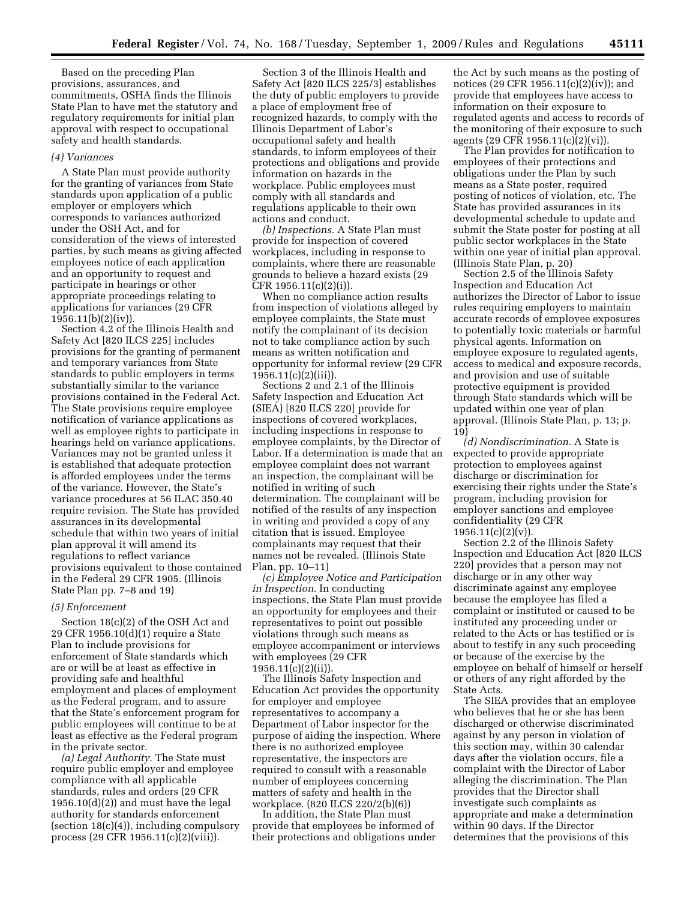Based on the preceding Plan provisions, assurances, and commitments, OSHA finds the Illinois State Plan to have met the statutory and regulatory requirements for initial plan approval with respect to occupational safety and health standards.

*(4) Variances*

A State Plan must provide authority for the granting of variances from State standards upon application of a public employer or employers which corresponds to variances authorized under the OSH Act, and for consideration of the views of interested parties, by such means as giving affected employees notice of each application and an opportunity to request and participate in hearings or other appropriate proceedings relating to applications for variances (29 CFR 1956.11(b)(2)(iv)).

Section 4.2 of the Illinois Health and Safety Act [820 ILCS 225] includes provisions for the granting of permanent and temporary variances from State standards to public employers in terms substantially similar to the variance provisions contained in the Federal Act. The State provisions require employee notification of variance applications as well as employee rights to participate in hearings held on variance applications. Variances may not be granted unless it is established that adequate protection is afforded employees under the terms of the variance. However, the State's variance procedures at 56 ILAC 350.40 require revision. The State has provided assurances in its developmental schedule that within two years of initial plan approval it will amend its regulations to reflect variance provisions equivalent to those contained in the Federal 29 CFR 1905. (Illinois State Plan pp. 7–8 and 19)

*(5) Enforcement*

Section 18(c)(2) of the OSH Act and 29 CFR 1956.10(d)(1) require a State Plan to include provisions for enforcement of State standards which are or will be at least as effective in providing safe and healthful employment and places of employment as the Federal program, and to assure that the State's enforcement program for public employees will continue to be at least as effective as the Federal program in the private sector.

*(a) Legal Authority.* The State must require public employer and employee compliance with all applicable standards, rules and orders (29 CFR 1956.10(d)(2)) and must have the legal authority for standards enforcement (section 18(c)(4)), including compulsory process (29 CFR 1956.11(c)(2)(viii)).

Section 3 of the Illinois Health and Safety Act [820 ILCS 225/3] establishes the duty of public employers to provide a place of employment free of recognized hazards, to comply with the Illinois Department of Labor's occupational safety and health standards, to inform employees of their protections and obligations and provide information on hazards in the workplace. Public employees must comply with all standards and regulations applicable to their own actions and conduct.

*(b) Inspections.* A State Plan must provide for inspection of covered workplaces, including in response to complaints, where there are reasonable grounds to believe a hazard exists (29 CFR 1956.11(c)(2)(i)).

When no compliance action results from inspection of violations alleged by employee complaints, the State must notify the complainant of its decision not to take compliance action by such means as written notification and opportunity for informal review (29 CFR 1956.11(c)(2)(iii)).

Sections 2 and 2.1 of the Illinois Safety Inspection and Education Act (SIEA) [820 ILCS 220] provide for inspections of covered workplaces, including inspections in response to employee complaints, by the Director of Labor. If a determination is made that an employee complaint does not warrant an inspection, the complainant will be notified in writing of such determination. The complainant will be notified of the results of any inspection in writing and provided a copy of any citation that is issued. Employee complainants may request that their names not be revealed. (Illinois State Plan, pp. 10–11)

*(c) Employee Notice and Participation in Inspection.* In conducting inspections, the State Plan must provide an opportunity for employees and their representatives to point out possible violations through such means as employee accompaniment or interviews with employees (29 CFR 1956.11(c)(2)(ii)).

The Illinois Safety Inspection and Education Act provides the opportunity for employer and employee representatives to accompany a Department of Labor inspector for the purpose of aiding the inspection. Where there is no authorized employee representative, the inspectors are required to consult with a reasonable number of employees concerning matters of safety and health in the workplace. (820 ILCS 220/2(b)(6))

In addition, the State Plan must provide that employees be informed of their protections and obligations under the Act by such means as the posting of notices (29 CFR 1956.11(c)(2)(iv)); and provide that employees have access to information on their exposure to regulated agents and access to records of the monitoring of their exposure to such agents (29 CFR 1956.11(c)(2)(vi)).

The Plan provides for notification to employees of their protections and obligations under the Plan by such means as a State poster, required posting of notices of violation, etc. The State has provided assurances in its developmental schedule to update and submit the State poster for posting at all public sector workplaces in the State within one year of initial plan approval. (Illinois State Plan, p. 20)

Section 2.5 of the Illinois Safety Inspection and Education Act authorizes the Director of Labor to issue rules requiring employers to maintain accurate records of employee exposures to potentially toxic materials or harmful physical agents. Information on employee exposure to regulated agents, access to medical and exposure records, and provision and use of suitable protective equipment is provided through State standards which will be updated within one year of plan approval. (Illinois State Plan, p. 13; p. 19)

*(d) Nondiscrimination.* A State is expected to provide appropriate protection to employees against discharge or discrimination for exercising their rights under the State's program, including provision for employer sanctions and employee confidentiality (29 CFR 1956.11(c)(2)(v)).

Section 2.2 of the Illinois Safety Inspection and Education Act [820 ILCS 220] provides that a person may not discharge or in any other way discriminate against any employee because the employee has filed a complaint or instituted or caused to be instituted any proceeding under or related to the Acts or has testified or is about to testify in any such proceeding or because of the exercise by the employee on behalf of himself or herself or others of any right afforded by the State Acts.

The SIEA provides that an employee who believes that he or she has been discharged or otherwise discriminated against by any person in violation of this section may, within 30 calendar days after the violation occurs, file a complaint with the Director of Labor alleging the discrimination. The Plan provides that the Director shall investigate such complaints as appropriate and make a determination within 90 days. If the Director determines that the provisions of this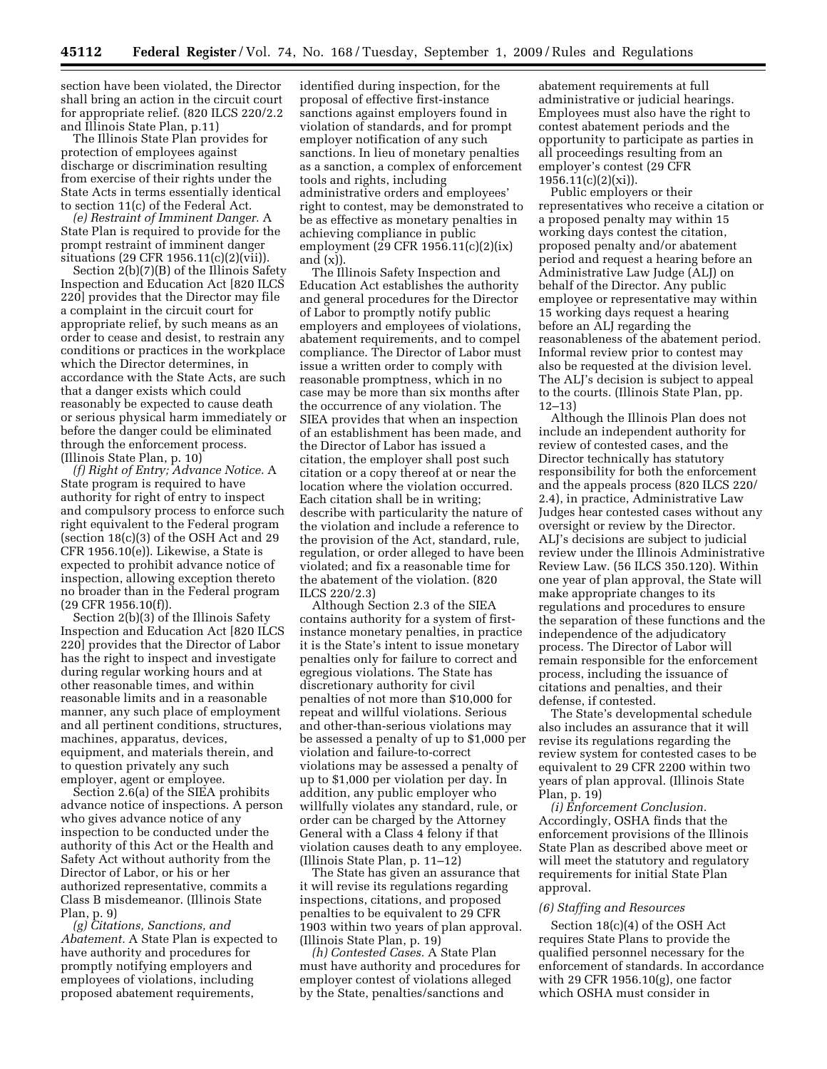section have been violated, the Director shall bring an action in the circuit court for appropriate relief. (820 ILCS 220/2.2 and Illinois State Plan, p.11)

The Illinois State Plan provides for protection of employees against discharge or discrimination resulting from exercise of their rights under the State Acts in terms essentially identical to section 11(c) of the Federal Act.

*(e) Restraint of Imminent Danger.* A State Plan is required to provide for the prompt restraint of imminent danger situations (29 CFR 1956.11(c)(2)(vii)).

Section 2(b)(7)(B) of the Illinois Safety Inspection and Education Act [820 ILCS 220] provides that the Director may file a complaint in the circuit court for appropriate relief, by such means as an order to cease and desist, to restrain any conditions or practices in the workplace which the Director determines, in accordance with the State Acts, are such that a danger exists which could reasonably be expected to cause death or serious physical harm immediately or before the danger could be eliminated through the enforcement process. (Illinois State Plan, p. 10)

*(f) Right of Entry; Advance Notice.* A State program is required to have authority for right of entry to inspect and compulsory process to enforce such right equivalent to the Federal program (section 18(c)(3) of the OSH Act and 29 CFR 1956.10(e)). Likewise, a State is expected to prohibit advance notice of inspection, allowing exception thereto no broader than in the Federal program (29 CFR 1956.10(f)).

Section 2(b)(3) of the Illinois Safety Inspection and Education Act [820 ILCS 220] provides that the Director of Labor has the right to inspect and investigate during regular working hours and at other reasonable times, and within reasonable limits and in a reasonable manner, any such place of employment and all pertinent conditions, structures, machines, apparatus, devices, equipment, and materials therein, and to question privately any such employer, agent or employee.

Section 2.6(a) of the SIEA prohibits advance notice of inspections. A person who gives advance notice of any inspection to be conducted under the authority of this Act or the Health and Safety Act without authority from the Director of Labor, or his or her authorized representative, commits a Class B misdemeanor. (Illinois State Plan, p. 9)

*(g) Citations, Sanctions, and Abatement.* A State Plan is expected to have authority and procedures for promptly notifying employers and employees of violations, including proposed abatement requirements, identified during inspection, for the proposal of effective first-instance sanctions against employers found in violation of standards, and for prompt employer notification of any such sanctions. In lieu of monetary penalties as a sanction, a complex of enforcement tools and rights, including administrative orders and employees' right to contest, may be demonstrated to be as effective as monetary penalties in achieving compliance in public employment (29 CFR 1956.11(c)(2)(ix) and (x)).

The Illinois Safety Inspection and Education Act establishes the authority and general procedures for the Director of Labor to promptly notify public employers and employees of violations, abatement requirements, and to compel compliance. The Director of Labor must issue a written order to comply with reasonable promptness, which in no case may be more than six months after the occurrence of any violation. The SIEA provides that when an inspection of an establishment has been made, and the Director of Labor has issued a citation, the employer shall post such citation or a copy thereof at or near the location where the violation occurred. Each citation shall be in writing; describe with particularity the nature of the violation and include a reference to the provision of the Act, standard, rule, regulation, or order alleged to have been violated; and fix a reasonable time for the abatement of the violation. (820 ILCS 220/2.3)

Although Section 2.3 of the SIEA contains authority for a system of first-instance monetary penalties, in practice it is the State's intent to issue monetary penalties only for failure to correct and egregious violations. The State has discretionary authority for civil penalties of not more than $10,000 for repeat and willful violations. Serious and other-than-serious violations may be assessed a penalty of up to $1,000 per violation and failure-to-correct violations may be assessed a penalty of up to $1,000 per violation per day. In addition, any public employer who willfully violates any standard, rule, or order can be charged by the Attorney General with a Class 4 felony if that violation causes death to any employee. (Illinois State Plan, p. 11–12)

The State has given an assurance that it will revise its regulations regarding inspections, citations, and proposed penalties to be equivalent to 29 CFR 1903 within two years of plan approval. (Illinois State Plan, p. 19)

*(h) Contested Cases.* A State Plan must have authority and procedures for employer contest of violations alleged by the State, penalties/sanctions and abatement requirements at full administrative or judicial hearings. Employees must also have the right to contest abatement periods and the opportunity to participate as parties in all proceedings resulting from an employer's contest (29 CFR 1956.11(c)(2)(xi)).

Public employers or their representatives who receive a citation or a proposed penalty may within 15 working days contest the citation, proposed penalty and/or abatement period and request a hearing before an Administrative Law Judge (ALJ) on behalf of the Director. Any public employee or representative may within 15 working days request a hearing before an ALJ regarding the reasonableness of the abatement period. Informal review prior to contest may also be requested at the division level. The ALJ's decision is subject to appeal to the courts. (Illinois State Plan, pp. 12–13)

Although the Illinois Plan does not include an independent authority for review of contested cases, and the Director technically has statutory responsibility for both the enforcement and the appeals process (820 ILCS 220/2.4), in practice, Administrative Law Judges hear contested cases without any oversight or review by the Director. ALJ's decisions are subject to judicial review under the Illinois Administrative Review Law. (56 ILCS 350.120). Within one year of plan approval, the State will make appropriate changes to its regulations and procedures to ensure the separation of these functions and the independence of the adjudicatory process. The Director of Labor will remain responsible for the enforcement process, including the issuance of citations and penalties, and their defense, if contested.

The State's developmental schedule also includes an assurance that it will revise its regulations regarding the review system for contested cases to be equivalent to 29 CFR 2200 within two years of plan approval. (Illinois State Plan, p. 19)

*(i) Enforcement Conclusion.* Accordingly, OSHA finds that the enforcement provisions of the Illinois State Plan as described above meet or will meet the statutory and regulatory requirements for initial State Plan approval.

*(6) Staffing and Resources*

Section 18(c)(4) of the OSH Act requires State Plans to provide the qualified personnel necessary for the enforcement of standards. In accordance with 29 CFR 1956.10(g), one factor which OSHA must consider in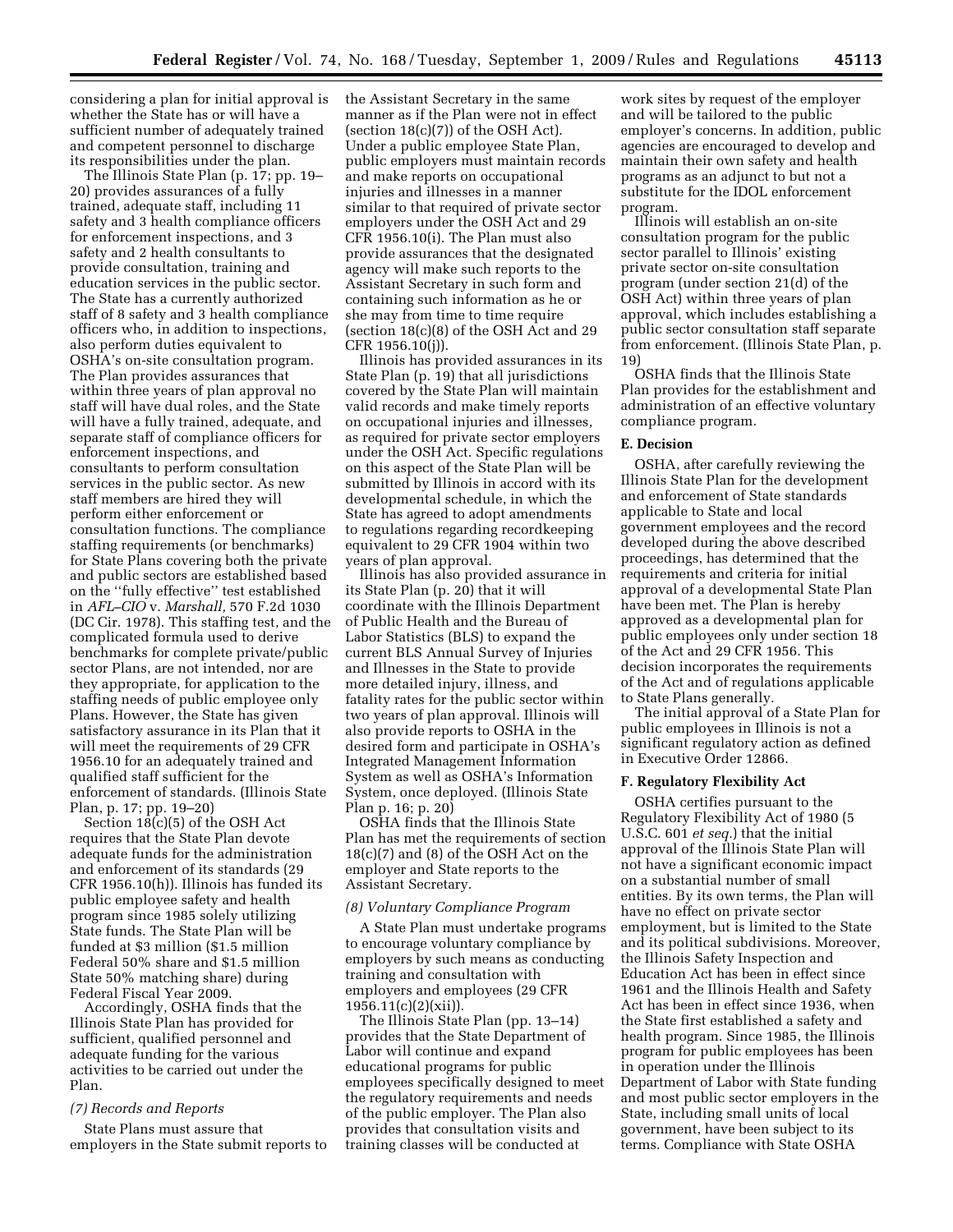considering a plan for initial approval is whether the State has or will have a sufficient number of adequately trained and competent personnel to discharge its responsibilities under the plan.

The Illinois State Plan (p. 17; pp. 19–20) provides assurances of a fully trained, adequate staff, including 11 safety and 3 health compliance officers for enforcement inspections, and 3 safety and 2 health consultants to provide consultation, training and education services in the public sector. The State has a currently authorized staff of 8 safety and 3 health compliance officers who, in addition to inspections, also perform duties equivalent to OSHA's on-site consultation program. The Plan provides assurances that within three years of plan approval no staff will have dual roles, and the State will have a fully trained, adequate, and separate staff of compliance officers for enforcement inspections, and consultants to perform consultation services in the public sector. As new staff members are hired they will perform either enforcement or consultation functions. The compliance staffing requirements (or benchmarks) for State Plans covering both the private and public sectors are established based on the ''fully effective'' test established in *AFL–CIO* v. *Marshall,* 570 F.2d 1030 (DC Cir. 1978). This staffing test, and the complicated formula used to derive benchmarks for complete private/public sector Plans, are not intended, nor are they appropriate, for application to the staffing needs of public employee only Plans. However, the State has given satisfactory assurance in its Plan that it will meet the requirements of 29 CFR 1956.10 for an adequately trained and qualified staff sufficient for the enforcement of standards. (Illinois State Plan, p. 17; pp. 19–20)

Section 18(c)(5) of the OSH Act requires that the State Plan devote adequate funds for the administration and enforcement of its standards (29 CFR 1956.10(h)). Illinois has funded its public employee safety and health program since 1985 solely utilizing State funds. The State Plan will be funded at $3 million ($1.5 million Federal 50% share and $1.5 million State 50% matching share) during Federal Fiscal Year 2009.

Accordingly, OSHA finds that the Illinois State Plan has provided for sufficient, qualified personnel and adequate funding for the various activities to be carried out under the Plan.

### *(7) Records and Reports*

State Plans must assure that employers in the State submit reports to the Assistant Secretary in the same manner as if the Plan were not in effect (section 18(c)(7)) of the OSH Act). Under a public employee State Plan, public employers must maintain records and make reports on occupational injuries and illnesses in a manner similar to that required of private sector employers under the OSH Act and 29 CFR 1956.10(i). The Plan must also provide assurances that the designated agency will make such reports to the Assistant Secretary in such form and containing such information as he or she may from time to time require (section 18(c)(8) of the OSH Act and 29 CFR 1956.10(j)).

Illinois has provided assurances in its State Plan (p. 19) that all jurisdictions covered by the State Plan will maintain valid records and make timely reports on occupational injuries and illnesses, as required for private sector employers under the OSH Act. Specific regulations on this aspect of the State Plan will be submitted by Illinois in accord with its developmental schedule, in which the State has agreed to adopt amendments to regulations regarding recordkeeping equivalent to 29 CFR 1904 within two years of plan approval.

Illinois has also provided assurance in its State Plan (p. 20) that it will coordinate with the Illinois Department of Public Health and the Bureau of Labor Statistics (BLS) to expand the current BLS Annual Survey of Injuries and Illnesses in the State to provide more detailed injury, illness, and fatality rates for the public sector within two years of plan approval. Illinois will also provide reports to OSHA in the desired form and participate in OSHA's Integrated Management Information System as well as OSHA's Information System, once deployed. (Illinois State Plan p. 16; p. 20)

OSHA finds that the Illinois State Plan has met the requirements of section 18(c)(7) and (8) of the OSH Act on the employer and State reports to the Assistant Secretary.

### *(8) Voluntary Compliance Program*

A State Plan must undertake programs to encourage voluntary compliance by employers by such means as conducting training and consultation with employers and employees (29 CFR 1956.11(c)(2)(xii)).

The Illinois State Plan (pp. 13–14) provides that the State Department of Labor will continue and expand educational programs for public employees specifically designed to meet the regulatory requirements and needs of the public employer. The Plan also provides that consultation visits and training classes will be conducted at work sites by request of the employer and will be tailored to the public employer's concerns. In addition, public agencies are encouraged to develop and maintain their own safety and health programs as an adjunct to but not a substitute for the IDOL enforcement program.

Illinois will establish an on-site consultation program for the public sector parallel to Illinois' existing private sector on-site consultation program (under section 21(d) of the OSH Act) within three years of plan approval, which includes establishing a public sector consultation staff separate from enforcement. (Illinois State Plan, p. 19)

OSHA finds that the Illinois State Plan provides for the establishment and administration of an effective voluntary compliance program.

## E. Decision

OSHA, after carefully reviewing the Illinois State Plan for the development and enforcement of State standards applicable to State and local government employees and the record developed during the above described proceedings, has determined that the requirements and criteria for initial approval of a developmental State Plan have been met. The Plan is hereby approved as a developmental plan for public employees only under section 18 of the Act and 29 CFR 1956. This decision incorporates the requirements of the Act and of regulations applicable to State Plans generally.

The initial approval of a State Plan for public employees in Illinois is not a significant regulatory action as defined in Executive Order 12866.

## F. Regulatory Flexibility Act

OSHA certifies pursuant to the Regulatory Flexibility Act of 1980 (5 U.S.C. 601 *et seq.*) that the initial approval of the Illinois State Plan will not have a significant economic impact on a substantial number of small entities. By its own terms, the Plan will have no effect on private sector employment, but is limited to the State and its political subdivisions. Moreover, the Illinois Safety Inspection and Education Act has been in effect since 1961 and the Illinois Health and Safety Act has been in effect since 1936, when the State first established a safety and health program. Since 1985, the Illinois program for public employees has been in operation under the Illinois Department of Labor with State funding and most public sector employers in the State, including small units of local government, have been subject to its terms. Compliance with State OSHA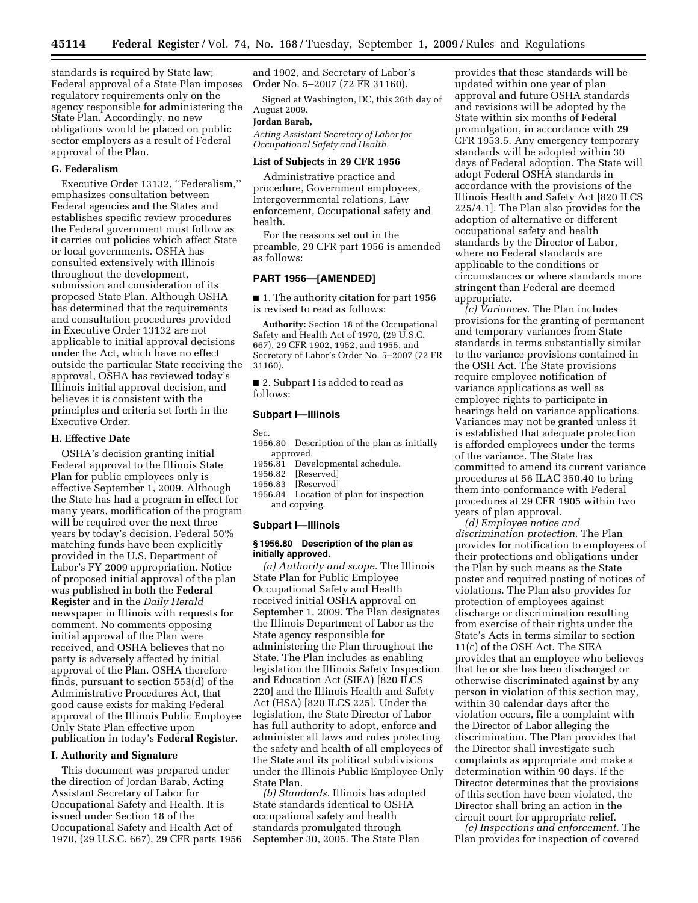standards is required by State law; Federal approval of a State Plan imposes regulatory requirements only on the agency responsible for administering the State Plan. Accordingly, no new obligations would be placed on public sector employers as a result of Federal approval of the Plan.

### G. Federalism

Executive Order 13132, ''Federalism,'' emphasizes consultation between Federal agencies and the States and establishes specific review procedures the Federal government must follow as it carries out policies which affect State or local governments. OSHA has consulted extensively with Illinois throughout the development, submission and consideration of its proposed State Plan. Although OSHA has determined that the requirements and consultation procedures provided in Executive Order 13132 are not applicable to initial approval decisions under the Act, which have no effect outside the particular State receiving the approval, OSHA has reviewed today's Illinois initial approval decision, and believes it is consistent with the principles and criteria set forth in the Executive Order.

### H. Effective Date

OSHA's decision granting initial Federal approval to the Illinois State Plan for public employees only is effective September 1, 2009. Although the State has had a program in effect for many years, modification of the program will be required over the next three years by today's decision. Federal 50% matching funds have been explicitly provided in the U.S. Department of Labor's FY 2009 appropriation. Notice of proposed initial approval of the plan was published in both the **Federal Register** and in the *Daily Herald* newspaper in Illinois with requests for comment. No comments opposing initial approval of the Plan were received, and OSHA believes that no party is adversely affected by initial approval of the Plan. OSHA therefore finds, pursuant to section 553(d) of the Administrative Procedures Act, that good cause exists for making Federal approval of the Illinois Public Employee Only State Plan effective upon publication in today's **Federal Register.**

### I. Authority and Signature

This document was prepared under the direction of Jordan Barab, Acting Assistant Secretary of Labor for Occupational Safety and Health. It is issued under Section 18 of the Occupational Safety and Health Act of 1970, (29 U.S.C. 667), 29 CFR parts 1956 and 1902, and Secretary of Labor's Order No. 5–2007 (72 FR 31160).

Signed at Washington, DC, this 26th day of August 2009.

**Jordan Barab,**

*Acting Assistant Secretary of Labor for Occupational Safety and Health.*

### List of Subjects in 29 CFR 1956

Administrative practice and procedure, Government employees, Intergovernmental relations, Law enforcement, Occupational safety and health.

For the reasons set out in the preamble, 29 CFR part 1956 is amended as follows:

## PART 1956—[AMENDED]

■ 1. The authority citation for part 1956 is revised to read as follows:

**Authority:** Section 18 of the Occupational Safety and Health Act of 1970, (29 U.S.C. 667), 29 CFR 1902, 1952, and 1955, and Secretary of Labor's Order No. 5–2007 (72 FR 31160).

■ 2. Subpart I is added to read as follows:

### Subpart I—Illinois

Sec.
1956.80 Description of the plan as initially approved.
1956.81 Developmental schedule.
1956.82 [Reserved]
1956.83 [Reserved]
1956.84 Location of plan for inspection and copying.

### Subpart I—Illinois

#### § 1956.80 Description of the plan as initially approved.

*(a) Authority and scope.* The Illinois State Plan for Public Employee Occupational Safety and Health received initial OSHA approval on September 1, 2009. The Plan designates the Illinois Department of Labor as the State agency responsible for administering the Plan throughout the State. The Plan includes as enabling legislation the Illinois Safety Inspection and Education Act (SIEA) [820 ILCS 220] and the Illinois Health and Safety Act (HSA) [820 ILCS 225]. Under the legislation, the State Director of Labor has full authority to adopt, enforce and administer all laws and rules protecting the safety and health of all employees of the State and its political subdivisions under the Illinois Public Employee Only State Plan.

*(b) Standards.* Illinois has adopted State standards identical to OSHA occupational safety and health standards promulgated through September 30, 2005. The State Plan provides that these standards will be updated within one year of plan approval and future OSHA standards and revisions will be adopted by the State within six months of Federal promulgation, in accordance with 29 CFR 1953.5. Any emergency temporary standards will be adopted within 30 days of Federal adoption. The State will adopt Federal OSHA standards in accordance with the provisions of the Illinois Health and Safety Act [820 ILCS 225/4.1]. The Plan also provides for the adoption of alternative or different occupational safety and health standards by the Director of Labor, where no Federal standards are applicable to the conditions or circumstances or where standards more stringent than Federal are deemed appropriate.

*(c) Variances.* The Plan includes provisions for the granting of permanent and temporary variances from State standards in terms substantially similar to the variance provisions contained in the OSH Act. The State provisions require employee notification of variance applications as well as employee rights to participate in hearings held on variance applications. Variances may not be granted unless it is established that adequate protection is afforded employees under the terms of the variance. The State has committed to amend its current variance procedures at 56 ILAC 350.40 to bring them into conformance with Federal procedures at 29 CFR 1905 within two years of plan approval.

*(d) Employee notice and discrimination protection.* The Plan provides for notification to employees of their protections and obligations under the Plan by such means as the State poster and required posting of notices of violations. The Plan also provides for protection of employees against discharge or discrimination resulting from exercise of their rights under the State's Acts in terms similar to section 11(c) of the OSH Act. The SIEA provides that an employee who believes that he or she has been discharged or otherwise discriminated against by any person in violation of this section may, within 30 calendar days after the violation occurs, file a complaint with the Director of Labor alleging the discrimination. The Plan provides that the Director shall investigate such complaints as appropriate and make a determination within 90 days. If the Director determines that the provisions of this section have been violated, the Director shall bring an action in the circuit court for appropriate relief.

*(e) Inspections and enforcement.* The Plan provides for inspection of covered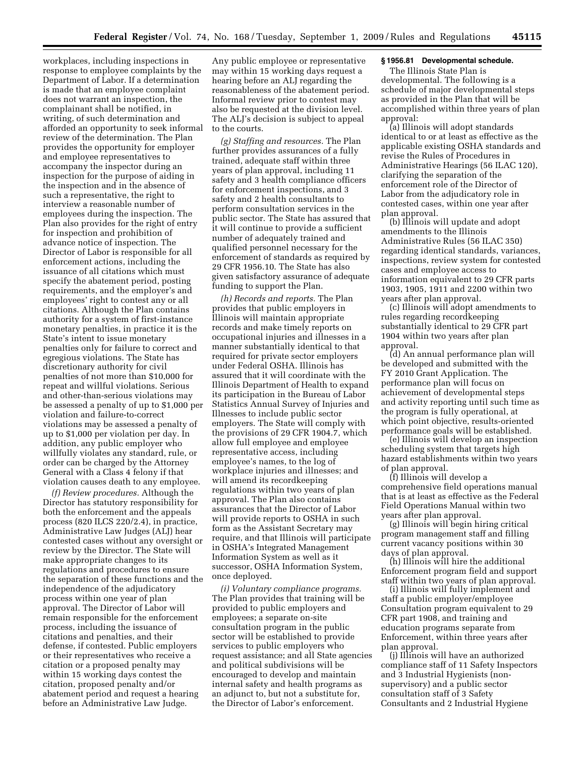workplaces, including inspections in response to employee complaints by the Department of Labor. If a determination is made that an employee complaint does not warrant an inspection, the complainant shall be notified, in writing, of such determination and afforded an opportunity to seek informal review of the determination. The Plan provides the opportunity for employer and employee representatives to accompany the inspector during an inspection for the purpose of aiding in the inspection and in the absence of such a representative, the right to interview a reasonable number of employees during the inspection. The Plan also provides for the right of entry for inspection and prohibition of advance notice of inspection. The Director of Labor is responsible for all enforcement actions, including the issuance of all citations which must specify the abatement period, posting requirements, and the employer's and employees' right to contest any or all citations. Although the Plan contains authority for a system of first-instance monetary penalties, in practice it is the State's intent to issue monetary penalties only for failure to correct and egregious violations. The State has discretionary authority for civil penalties of not more than $10,000 for repeat and willful violations. Serious and other-than-serious violations may be assessed a penalty of up to $1,000 per violation and failure-to-correct violations may be assessed a penalty of up to $1,000 per violation per day. In addition, any public employer who willfully violates any standard, rule, or order can be charged by the Attorney General with a Class 4 felony if that violation causes death to any employee.

*(f) Review procedures.* Although the Director has statutory responsibility for both the enforcement and the appeals process (820 ILCS 220/2.4), in practice, Administrative Law Judges (ALJ) hear contested cases without any oversight or review by the Director. The State will make appropriate changes to its regulations and procedures to ensure the separation of these functions and the independence of the adjudicatory process within one year of plan approval. The Director of Labor will remain responsible for the enforcement process, including the issuance of citations and penalties, and their defense, if contested. Public employers or their representatives who receive a citation or a proposed penalty may within 15 working days contest the citation, proposed penalty and/or abatement period and request a hearing before an Administrative Law Judge. Any public employee or representative may within 15 working days request a hearing before an ALJ regarding the reasonableness of the abatement period. Informal review prior to contest may also be requested at the division level. The ALJ's decision is subject to appeal to the courts.

*(g) Staffing and resources.* The Plan further provides assurances of a fully trained, adequate staff within three years of plan approval, including 11 safety and 3 health compliance officers for enforcement inspections, and 3 safety and 2 health consultants to perform consultation services in the public sector. The State has assured that it will continue to provide a sufficient number of adequately trained and qualified personnel necessary for the enforcement of standards as required by 29 CFR 1956.10. The State has also given satisfactory assurance of adequate funding to support the Plan.

*(h) Records and reports.* The Plan provides that public employers in Illinois will maintain appropriate records and make timely reports on occupational injuries and illnesses in a manner substantially identical to that required for private sector employers under Federal OSHA. Illinois has assured that it will coordinate with the Illinois Department of Health to expand its participation in the Bureau of Labor Statistics Annual Survey of Injuries and Illnesses to include public sector employers. The State will comply with the provisions of 29 CFR 1904.7, which allow full employee and employee representative access, including employee's names, to the log of workplace injuries and illnesses; and will amend its recordkeeping regulations within two years of plan approval. The Plan also contains assurances that the Director of Labor will provide reports to OSHA in such form as the Assistant Secretary may require, and that Illinois will participate in OSHA's Integrated Management Information System as well as it successor, OSHA Information System, once deployed.

*(i) Voluntary compliance programs.* The Plan provides that training will be provided to public employers and employees; a separate on-site consultation program in the public sector will be established to provide services to public employers who request assistance; and all State agencies and political subdivisions will be encouraged to develop and maintain internal safety and health programs as an adjunct to, but not a substitute for, the Director of Labor's enforcement.

**§ 1956.81 Developmental schedule.**

The Illinois State Plan is developmental. The following is a schedule of major developmental steps as provided in the Plan that will be accomplished within three years of plan approval:

(a) Illinois will adopt standards identical to or at least as effective as the applicable existing OSHA standards and revise the Rules of Procedures in Administrative Hearings (56 ILAC 120), clarifying the separation of the enforcement role of the Director of Labor from the adjudicatory role in contested cases, within one year after plan approval.

(b) Illinois will update and adopt amendments to the Illinois Administrative Rules (56 ILAC 350) regarding identical standards, variances, inspections, review system for contested cases and employee access to information equivalent to 29 CFR parts 1903, 1905, 1911 and 2200 within two years after plan approval.

(c) Illinois will adopt amendments to rules regarding recordkeeping substantially identical to 29 CFR part 1904 within two years after plan approval.

(d) An annual performance plan will be developed and submitted with the FY 2010 Grant Application. The performance plan will focus on achievement of developmental steps and activity reporting until such time as the program is fully operational, at which point objective, results-oriented performance goals will be established.

(e) Illinois will develop an inspection scheduling system that targets high hazard establishments within two years of plan approval.

(f) Illinois will develop a comprehensive field operations manual that is at least as effective as the Federal Field Operations Manual within two years after plan approval.

(g) Illinois will begin hiring critical program management staff and filling current vacancy positions within 30 days of plan approval.

(h) Illinois will hire the additional Enforcement program field and support staff within two years of plan approval.

(i) Illinois will fully implement and staff a public employer/employee Consultation program equivalent to 29 CFR part 1908, and training and education programs separate from Enforcement, within three years after plan approval.

(j) Illinois will have an authorized compliance staff of 11 Safety Inspectors and 3 Industrial Hygienists (non-supervisory) and a public sector consultation staff of 3 Safety Consultants and 2 Industrial Hygiene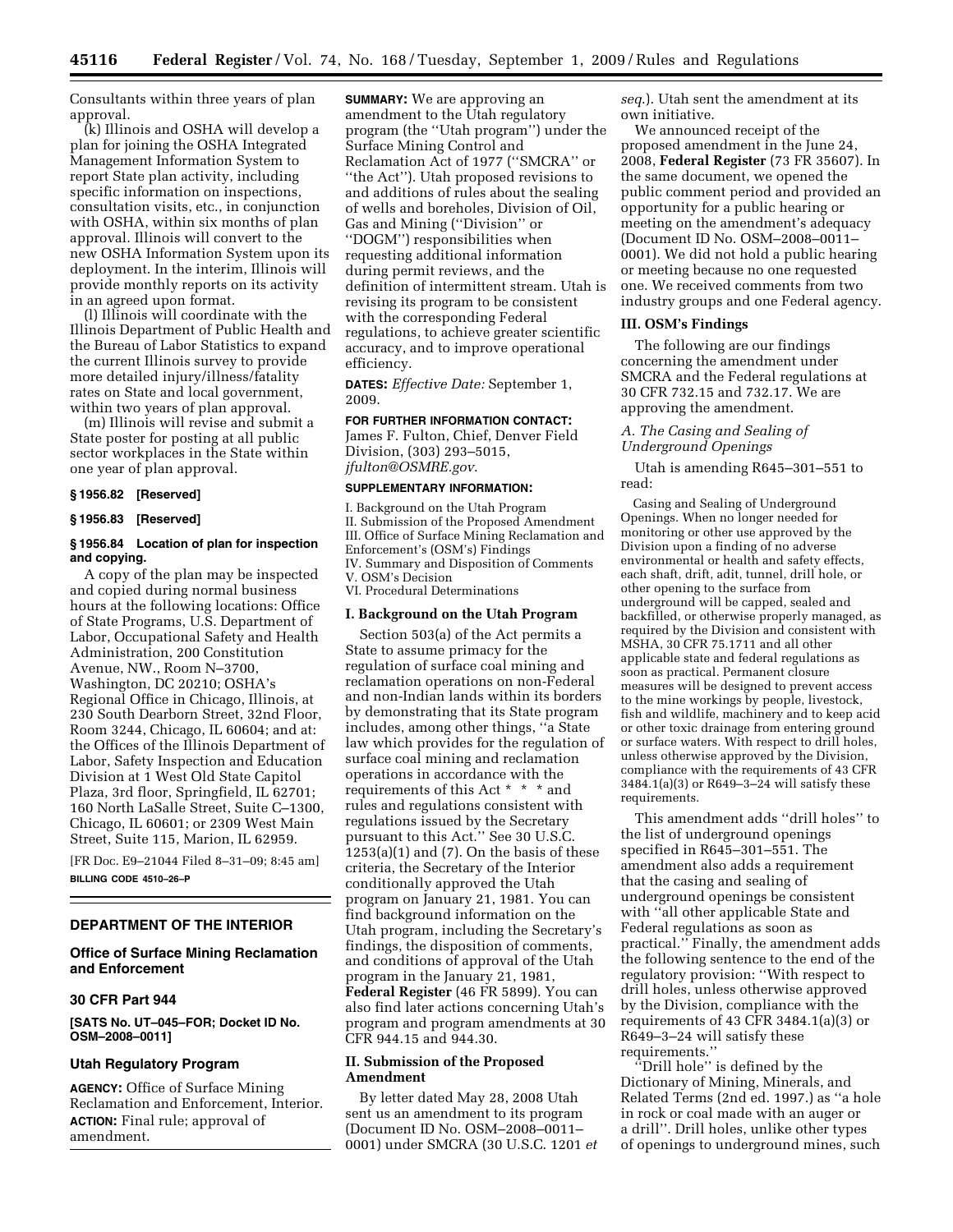Consultants within three years of plan approval.

(k) Illinois and OSHA will develop a plan for joining the OSHA Integrated Management Information System to report State plan activity, including specific information on inspections, consultation visits, etc., in conjunction with OSHA, within six months of plan approval. Illinois will convert to the new OSHA Information System upon its deployment. In the interim, Illinois will provide monthly reports on its activity in an agreed upon format.

(l) Illinois will coordinate with the Illinois Department of Public Health and the Bureau of Labor Statistics to expand the current Illinois survey to provide more detailed injury/illness/fatality rates on State and local government, within two years of plan approval.

(m) Illinois will revise and submit a State poster for posting at all public sector workplaces in the State within one year of plan approval.

### § 1956.82 [Reserved]

### § 1956.83 [Reserved]

### § 1956.84 Location of plan for inspection and copying.

A copy of the plan may be inspected and copied during normal business hours at the following locations: Office of State Programs, U.S. Department of Labor, Occupational Safety and Health Administration, 200 Constitution Avenue, NW., Room N–3700, Washington, DC 20210; OSHA's Regional Office in Chicago, Illinois, at 230 South Dearborn Street, 32nd Floor, Room 3244, Chicago, IL 60604; and at: the Offices of the Illinois Department of Labor, Safety Inspection and Education Division at 1 West Old State Capitol Plaza, 3rd floor, Springfield, IL 62701; 160 North LaSalle Street, Suite C–1300, Chicago, IL 60601; or 2309 West Main Street, Suite 115, Marion, IL 62959.

[FR Doc. E9–21044 Filed 8–31–09; 8:45 am]

**BILLING CODE 4510–26–P**

---

## DEPARTMENT OF THE INTERIOR

### Office of Surface Mining Reclamation and Enforcement

### 30 CFR Part 944

**[SATS No. UT–045–FOR; Docket ID No. OSM–2008–0011]**

### Utah Regulatory Program

**AGENCY:** Office of Surface Mining Reclamation and Enforcement, Interior.

**ACTION:** Final rule; approval of amendment.

**SUMMARY:** We are approving an amendment to the Utah regulatory program (the ''Utah program'') under the Surface Mining Control and Reclamation Act of 1977 (''SMCRA'' or ''the Act''). Utah proposed revisions to and additions of rules about the sealing of wells and boreholes, Division of Oil, Gas and Mining (''Division'' or ''DOGM'') responsibilities when requesting additional information during permit reviews, and the definition of intermittent stream. Utah is revising its program to be consistent with the corresponding Federal regulations, to achieve greater scientific accuracy, and to improve operational efficiency.

**DATES:** *Effective Date:* September 1, 2009.

**FOR FURTHER INFORMATION CONTACT:** James F. Fulton, Chief, Denver Field Division, (303) 293–5015, *jfulton@OSMRE.gov*.

**SUPPLEMENTARY INFORMATION:**

I. Background on the Utah Program
II. Submission of the Proposed Amendment
III. Office of Surface Mining Reclamation and Enforcement's (OSM's) Findings
IV. Summary and Disposition of Comments
V. OSM's Decision
VI. Procedural Determinations

### I. Background on the Utah Program

Section 503(a) of the Act permits a State to assume primacy for the regulation of surface coal mining and reclamation operations on non-Federal and non-Indian lands within its borders by demonstrating that its State program includes, among other things, ''a State law which provides for the regulation of surface coal mining and reclamation operations in accordance with the requirements of this Act * * * and rules and regulations consistent with regulations issued by the Secretary pursuant to this Act.'' See 30 U.S.C. 1253(a)(1) and (7). On the basis of these criteria, the Secretary of the Interior conditionally approved the Utah program on January 21, 1981. You can find background information on the Utah program, including the Secretary's findings, the disposition of comments, and conditions of approval of the Utah program in the January 21, 1981, **Federal Register** (46 FR 5899). You can also find later actions concerning Utah's program and program amendments at 30 CFR 944.15 and 944.30.

### II. Submission of the Proposed Amendment

By letter dated May 28, 2008 Utah sent us an amendment to its program (Document ID No. OSM–2008–0011–0001) under SMCRA (30 U.S.C. 1201 *et seq.*). Utah sent the amendment at its own initiative.

We announced receipt of the proposed amendment in the June 24, 2008, **Federal Register** (73 FR 35607). In the same document, we opened the public comment period and provided an opportunity for a public hearing or meeting on the amendment's adequacy (Document ID No. OSM–2008–0011–0001). We did not hold a public hearing or meeting because no one requested one. We received comments from two industry groups and one Federal agency.

### III. OSM's Findings

The following are our findings concerning the amendment under SMCRA and the Federal regulations at 30 CFR 732.15 and 732.17. We are approving the amendment.

#### *A. The Casing and Sealing of Underground Openings*

Utah is amending R645–301–551 to read:

> Casing and Sealing of Underground Openings. When no longer needed for monitoring or other use approved by the Division upon a finding of no adverse environmental or health and safety effects, each shaft, drift, adit, tunnel, drill hole, or other opening to the surface from underground will be capped, sealed and backfilled, or otherwise properly managed, as required by the Division and consistent with MSHA, 30 CFR 75.1711 and all other applicable state and federal regulations as soon as practical. Permanent closure measures will be designed to prevent access to the mine workings by people, livestock, fish and wildlife, machinery and to keep acid or other toxic drainage from entering ground or surface waters. With respect to drill holes, unless otherwise approved by the Division, compliance with the requirements of 43 CFR 3484.1(a)(3) or R649–3–24 will satisfy these requirements.

This amendment adds ''drill holes'' to the list of underground openings specified in R645–301–551. The amendment also adds a requirement that the casing and sealing of underground openings be consistent with ''all other applicable State and Federal regulations as soon as practical.'' Finally, the amendment adds the following sentence to the end of the regulatory provision: ''With respect to drill holes, unless otherwise approved by the Division, compliance with the requirements of 43 CFR 3484.1(a)(3) or R649–3–24 will satisfy these requirements.''

''Drill hole'' is defined by the Dictionary of Mining, Minerals, and Related Terms (2nd ed. 1997.) as ''a hole in rock or coal made with an auger or a drill''. Drill holes, unlike other types of openings to underground mines, such